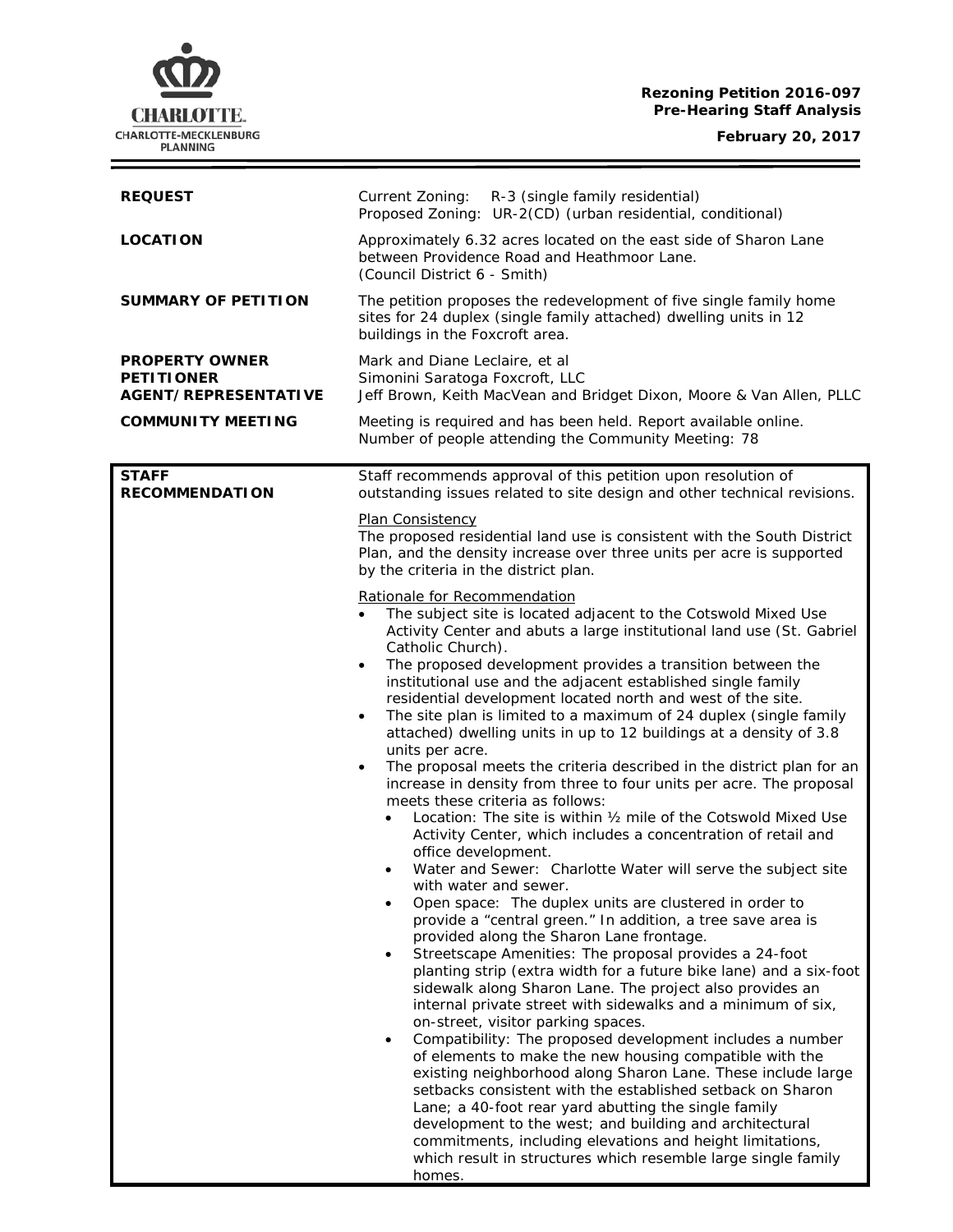**Rezoning Petition 2016-097**
**Pre-Hearing Staff Analysis**

**February 20, 2017**

| | |
|---|---|
| **REQUEST** | Current Zoning: R-3 (single family residential)<br>Proposed Zoning: UR-2(CD) (urban residential, conditional) |
| **LOCATION** | Approximately 6.32 acres located on the east side of Sharon Lane between Providence Road and Heathmoor Lane.<br>(Council District 6 - Smith) |
| **SUMMARY OF PETITION** | The petition proposes the redevelopment of five single family home sites for 24 duplex (single family attached) dwelling units in 12 buildings in the Foxcroft area. |
| **PROPERTY OWNER**<br>**PETITIONER**<br>**AGENT/REPRESENTATIVE** | Mark and Diane Leclaire, et al<br>Simonini Saratoga Foxcroft, LLC<br>Jeff Brown, Keith MacVean and Bridget Dixon, Moore & Van Allen, PLLC |
| **COMMUNITY MEETING** | Meeting is required and has been held. Report available online.<br>Number of people attending the Community Meeting: 78 |

**STAFF RECOMMENDATION**

Staff recommends approval of this petition upon resolution of outstanding issues related to site design and other technical revisions.

Plan Consistency

The proposed residential land use is consistent with the South District Plan, and the density increase over three units per acre is supported by the criteria in the district plan.

Rationale for Recommendation

- The subject site is located adjacent to the Cotswold Mixed Use Activity Center and abuts a large institutional land use (St. Gabriel Catholic Church).
- The proposed development provides a transition between the institutional use and the adjacent established single family residential development located north and west of the site.
- The site plan is limited to a maximum of 24 duplex (single family attached) dwelling units in up to 12 buildings at a density of 3.8 units per acre.
- The proposal meets the criteria described in the district plan for an increase in density from three to four units per acre. The proposal meets these criteria as follows:
  - Location: The site is within ½ mile of the Cotswold Mixed Use Activity Center, which includes a concentration of retail and office development.
  - Water and Sewer: Charlotte Water will serve the subject site with water and sewer.
  - Open space: The duplex units are clustered in order to provide a "central green." In addition, a tree save area is provided along the Sharon Lane frontage.
  - Streetscape Amenities: The proposal provides a 24-foot planting strip (extra width for a future bike lane) and a six-foot sidewalk along Sharon Lane. The project also provides an internal private street with sidewalks and a minimum of six, on-street, visitor parking spaces.
  - Compatibility: The proposed development includes a number of elements to make the new housing compatible with the existing neighborhood along Sharon Lane. These include large setbacks consistent with the established setback on Sharon Lane; a 40-foot rear yard abutting the single family development to the west; and building and architectural commitments, including elevations and height limitations, which result in structures which resemble large single family homes.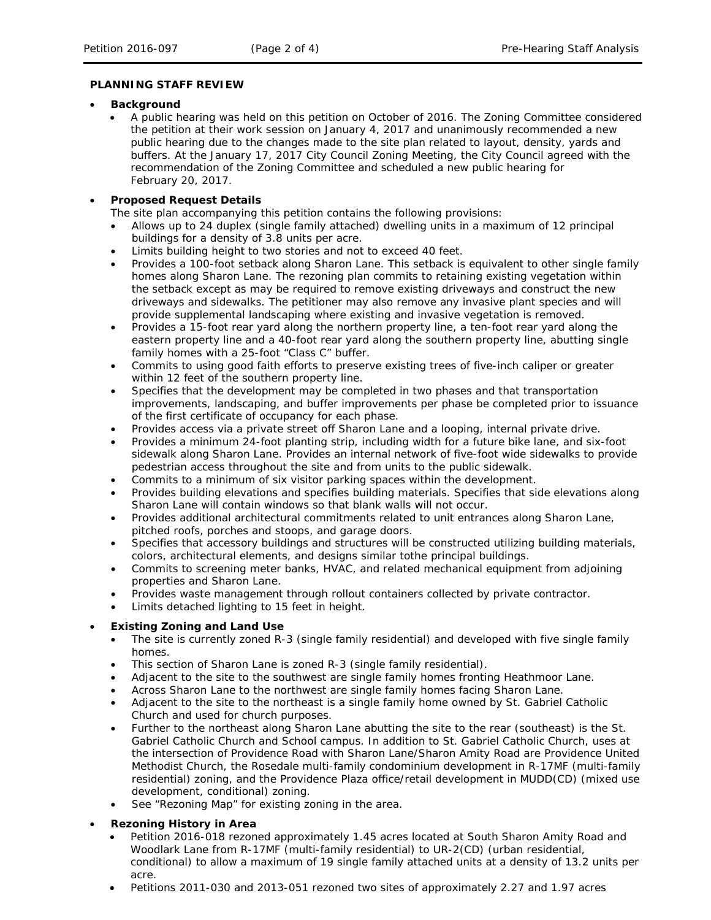**PLANNING STAFF REVIEW**

- **Background**
  - A public hearing was held on this petition on October of 2016. The Zoning Committee considered the petition at their work session on January 4, 2017 and unanimously recommended a new public hearing due to the changes made to the site plan related to layout, density, yards and buffers. At the January 17, 2017 City Council Zoning Meeting, the City Council agreed with the recommendation of the Zoning Committee and scheduled a new public hearing for February 20, 2017.

- **Proposed Request Details**

  The site plan accompanying this petition contains the following provisions:
  - Allows up to 24 duplex (single family attached) dwelling units in a maximum of 12 principal buildings for a density of 3.8 units per acre.
  - Limits building height to two stories and not to exceed 40 feet.
  - Provides a 100-foot setback along Sharon Lane. This setback is equivalent to other single family homes along Sharon Lane. The rezoning plan commits to retaining existing vegetation within the setback except as may be required to remove existing driveways and construct the new driveways and sidewalks. The petitioner may also remove any invasive plant species and will provide supplemental landscaping where existing and invasive vegetation is removed.
  - Provides a 15-foot rear yard along the northern property line, a ten-foot rear yard along the eastern property line and a 40-foot rear yard along the southern property line, abutting single family homes with a 25-foot "Class C" buffer.
  - Commits to using good faith efforts to preserve existing trees of five-inch caliper or greater within 12 feet of the southern property line.
  - Specifies that the development may be completed in two phases and that transportation improvements, landscaping, and buffer improvements per phase be completed prior to issuance of the first certificate of occupancy for each phase.
  - Provides access via a private street off Sharon Lane and a looping, internal private drive.
  - Provides a minimum 24-foot planting strip, including width for a future bike lane, and six-foot sidewalk along Sharon Lane. Provides an internal network of five-foot wide sidewalks to provide pedestrian access throughout the site and from units to the public sidewalk.
  - Commits to a minimum of six visitor parking spaces within the development.
  - Provides building elevations and specifies building materials. Specifies that side elevations along Sharon Lane will contain windows so that blank walls will not occur.
  - Provides additional architectural commitments related to unit entrances along Sharon Lane, pitched roofs, porches and stoops, and garage doors.
  - Specifies that accessory buildings and structures will be constructed utilizing building materials, colors, architectural elements, and designs similar tothe principal buildings.
  - Commits to screening meter banks, HVAC, and related mechanical equipment from adjoining properties and Sharon Lane.
  - Provides waste management through rollout containers collected by private contractor.
  - Limits detached lighting to 15 feet in height.

- **Existing Zoning and Land Use**
  - The site is currently zoned R-3 (single family residential) and developed with five single family homes.
  - This section of Sharon Lane is zoned R-3 (single family residential).
  - Adjacent to the site to the southwest are single family homes fronting Heathmoor Lane.
  - Across Sharon Lane to the northwest are single family homes facing Sharon Lane.
  - Adjacent to the site to the northeast is a single family home owned by St. Gabriel Catholic Church and used for church purposes.
  - Further to the northeast along Sharon Lane abutting the site to the rear (southeast) is the St. Gabriel Catholic Church and School campus. In addition to St. Gabriel Catholic Church, uses at the intersection of Providence Road with Sharon Lane/Sharon Amity Road are Providence United Methodist Church, the Rosedale multi-family condominium development in R-17MF (multi-family residential) zoning, and the Providence Plaza office/retail development in MUDD(CD) (mixed use development, conditional) zoning.
  - See "Rezoning Map" for existing zoning in the area.

- **Rezoning History in Area**
  - Petition 2016-018 rezoned approximately 1.45 acres located at South Sharon Amity Road and Woodlark Lane from R-17MF (multi-family residential) to UR-2(CD) (urban residential, conditional) to allow a maximum of 19 single family attached units at a density of 13.2 units per acre.
  - Petitions 2011-030 and 2013-051 rezoned two sites of approximately 2.27 and 1.97 acres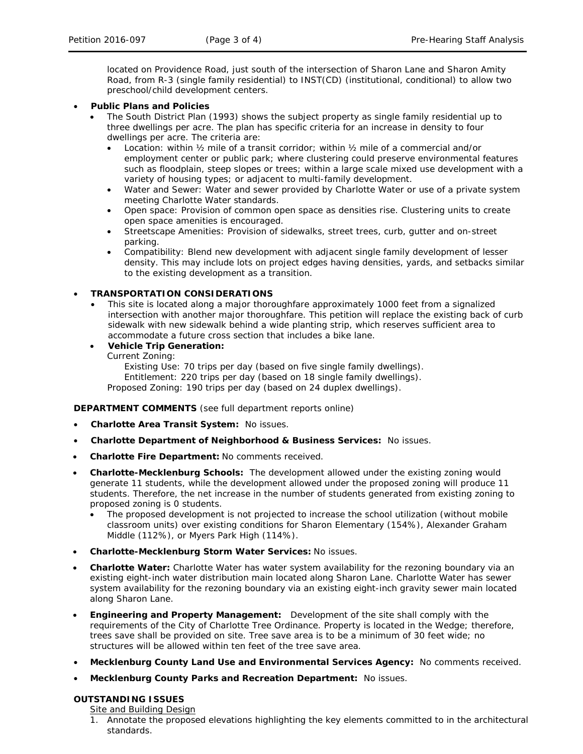located on Providence Road, just south of the intersection of Sharon Lane and Sharon Amity Road, from R-3 (single family residential) to INST(CD) (institutional, conditional) to allow two preschool/child development centers.

- **Public Plans and Policies**
  - The South District Plan (1993) shows the subject property as single family residential up to three dwellings per acre. The plan has specific criteria for an increase in density to four dwellings per acre. The criteria are:
    - Location: within ½ mile of a transit corridor; within ½ mile of a commercial and/or employment center or public park; where clustering could preserve environmental features such as floodplain, steep slopes or trees; within a large scale mixed use development with a variety of housing types; or adjacent to multi-family development.
    - Water and Sewer: Water and sewer provided by Charlotte Water or use of a private system meeting Charlotte Water standards.
    - Open space: Provision of common open space as densities rise. Clustering units to create open space amenities is encouraged.
    - Streetscape Amenities: Provision of sidewalks, street trees, curb, gutter and on-street parking.
    - Compatibility: Blend new development with adjacent single family development of lesser density. This may include lots on project edges having densities, yards, and setbacks similar to the existing development as a transition.

- **TRANSPORTATION CONSIDERATIONS**
  - This site is located along a major thoroughfare approximately 1000 feet from a signalized intersection with another major thoroughfare. This petition will replace the existing back of curb sidewalk with new sidewalk behind a wide planting strip, which reserves sufficient area to accommodate a future cross section that includes a bike lane.
  - **Vehicle Trip Generation:**
    Current Zoning:
      Existing Use: 70 trips per day (based on five single family dwellings).
      Entitlement: 220 trips per day (based on 18 single family dwellings).
    Proposed Zoning: 190 trips per day (based on 24 duplex dwellings).

**DEPARTMENT COMMENTS** (see full department reports online)

- **Charlotte Area Transit System:** No issues.
- **Charlotte Department of Neighborhood & Business Services:** No issues.
- **Charlotte Fire Department:** No comments received.
- **Charlotte-Mecklenburg Schools:** The development allowed under the existing zoning would generate 11 students, while the development allowed under the proposed zoning will produce 11 students. Therefore, the net increase in the number of students generated from existing zoning to proposed zoning is 0 students.
  - The proposed development is not projected to increase the school utilization (without mobile classroom units) over existing conditions for Sharon Elementary (154%), Alexander Graham Middle (112%), or Myers Park High (114%).
- **Charlotte-Mecklenburg Storm Water Services:** No issues.
- **Charlotte Water:** Charlotte Water has water system availability for the rezoning boundary via an existing eight-inch water distribution main located along Sharon Lane. Charlotte Water has sewer system availability for the rezoning boundary via an existing eight-inch gravity sewer main located along Sharon Lane.
- **Engineering and Property Management:** Development of the site shall comply with the requirements of the City of Charlotte Tree Ordinance. Property is located in the Wedge; therefore, trees save shall be provided on site. Tree save area is to be a minimum of 30 feet wide; no structures will be allowed within ten feet of the tree save area.
- **Mecklenburg County Land Use and Environmental Services Agency:** No comments received.
- **Mecklenburg County Parks and Recreation Department:** No issues.

**OUTSTANDING ISSUES**

Site and Building Design

1. Annotate the proposed elevations highlighting the key elements committed to in the architectural standards.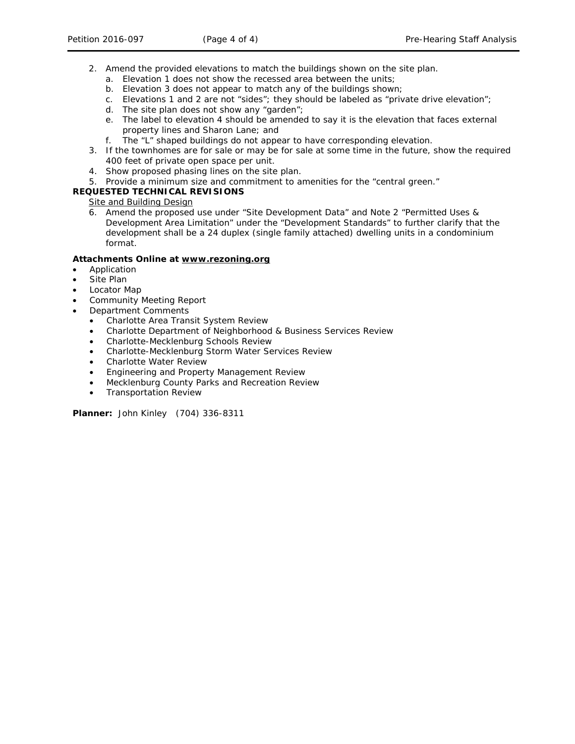2. Amend the provided elevations to match the buildings shown on the site plan.
   a. Elevation 1 does not show the recessed area between the units;
   b. Elevation 3 does not appear to match any of the buildings shown;
   c. Elevations 1 and 2 are not "sides"; they should be labeled as "private drive elevation";
   d. The site plan does not show any "garden";
   e. The label to elevation 4 should be amended to say it is the elevation that faces external property lines and Sharon Lane; and
   f. The "L" shaped buildings do not appear to have corresponding elevation.
3. If the townhomes are for sale or may be for sale at some time in the future, show the required 400 feet of private open space per unit.
4. Show proposed phasing lines on the site plan.
5. Provide a minimum size and commitment to amenities for the "central green."

**REQUESTED TECHNICAL REVISIONS**

Site and Building Design

6. Amend the proposed use under "Site Development Data" and Note 2 "Permitted Uses & Development Area Limitation" under the "Development Standards" to further clarify that the development shall be a 24 duplex (single family attached) dwelling units in a condominium format.

**Attachments Online at www.rezoning.org**

- Application
- Site Plan
- Locator Map
- Community Meeting Report
- Department Comments
  - Charlotte Area Transit System Review
  - Charlotte Department of Neighborhood & Business Services Review
  - Charlotte-Mecklenburg Schools Review
  - Charlotte-Mecklenburg Storm Water Services Review
  - Charlotte Water Review
  - Engineering and Property Management Review
  - Mecklenburg County Parks and Recreation Review
  - Transportation Review

**Planner:** John Kinley (704) 336-8311